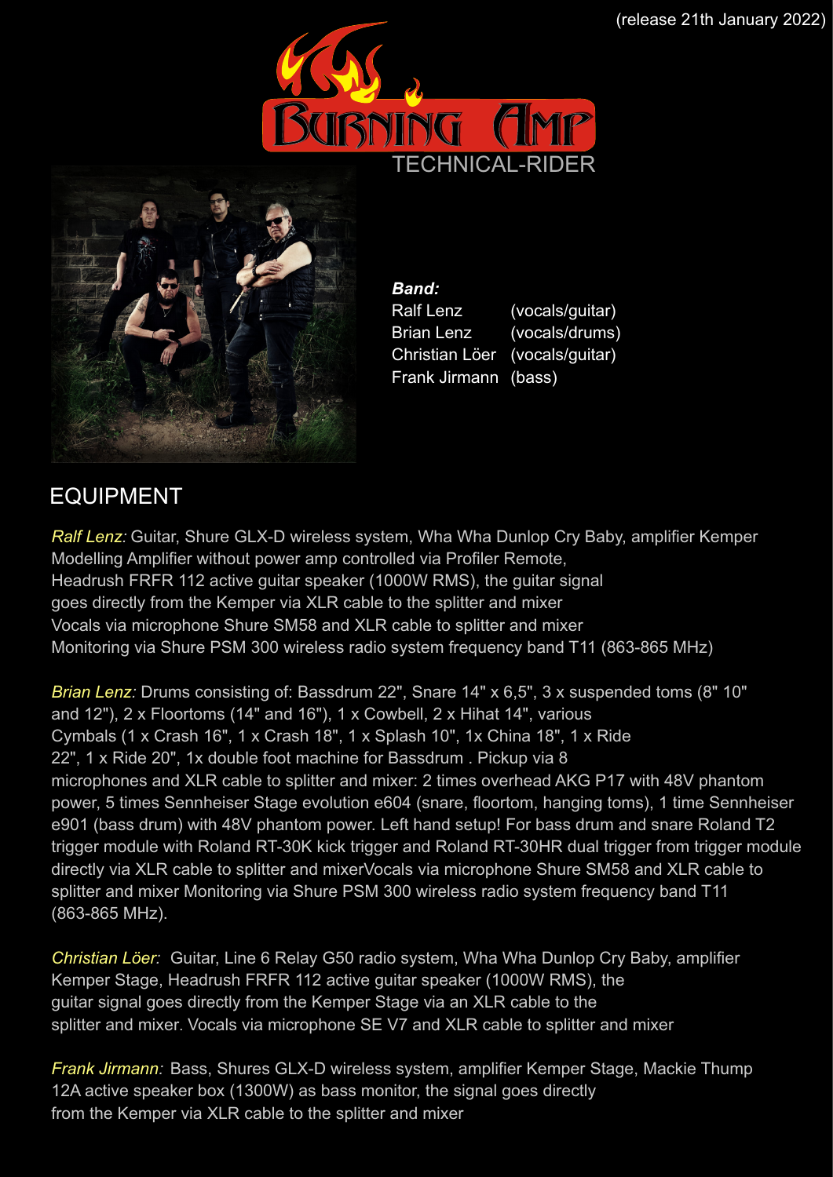(release 21th January 2022)

# Burning Amp

## TECHNICAL-RIDER

***Band:***

Ralf Lenz (vocals/guitar)
Brian Lenz (vocals/drums)
Christian Löer (vocals/guitar)
Frank Jirmann (bass)

## EQUIPMENT

*Ralf Lenz:* Guitar, Shure GLX-D wireless system, Wha Wha Dunlop Cry Baby, amplifier Kemper Modelling Amplifier without power amp controlled via Profiler Remote, Headrush FRFR 112 active guitar speaker (1000W RMS), the guitar signal goes directly from the Kemper via XLR cable to the splitter and mixer Vocals via microphone Shure SM58 and XLR cable to splitter and mixer Monitoring via Shure PSM 300 wireless radio system frequency band T11 (863-865 MHz)

*Brian Lenz:* Drums consisting of: Bassdrum 22", Snare 14" x 6,5", 3 x suspended toms (8" 10" and 12"), 2 x Floortoms (14" and 16"), 1 x Cowbell, 2 x Hihat 14", various Cymbals (1 x Crash 16", 1 x Crash 18", 1 x Splash 10", 1x China 18", 1 x Ride 22", 1 x Ride 20", 1x double foot machine for Bassdrum . Pickup via 8 microphones and XLR cable to splitter and mixer: 2 times overhead AKG P17 with 48V phantom power, 5 times Sennheiser Stage evolution e604 (snare, floortom, hanging toms), 1 time Sennheiser e901 (bass drum) with 48V phantom power. Left hand setup! For bass drum and snare Roland T2 trigger module with Roland RT-30K kick trigger and Roland RT-30HR dual trigger from trigger module directly via XLR cable to splitter and mixerVocals via microphone Shure SM58 and XLR cable to splitter and mixer Monitoring via Shure PSM 300 wireless radio system frequency band T11 (863-865 MHz).

*Christian Löer:* Guitar, Line 6 Relay G50 radio system, Wha Wha Dunlop Cry Baby, amplifier Kemper Stage, Headrush FRFR 112 active guitar speaker (1000W RMS), the guitar signal goes directly from the Kemper Stage via an XLR cable to the splitter and mixer. Vocals via microphone SE V7 and XLR cable to splitter and mixer

*Frank Jirmann:* Bass, Shures GLX-D wireless system, amplifier Kemper Stage, Mackie Thump 12A active speaker box (1300W) as bass monitor, the signal goes directly from the Kemper via XLR cable to the splitter and mixer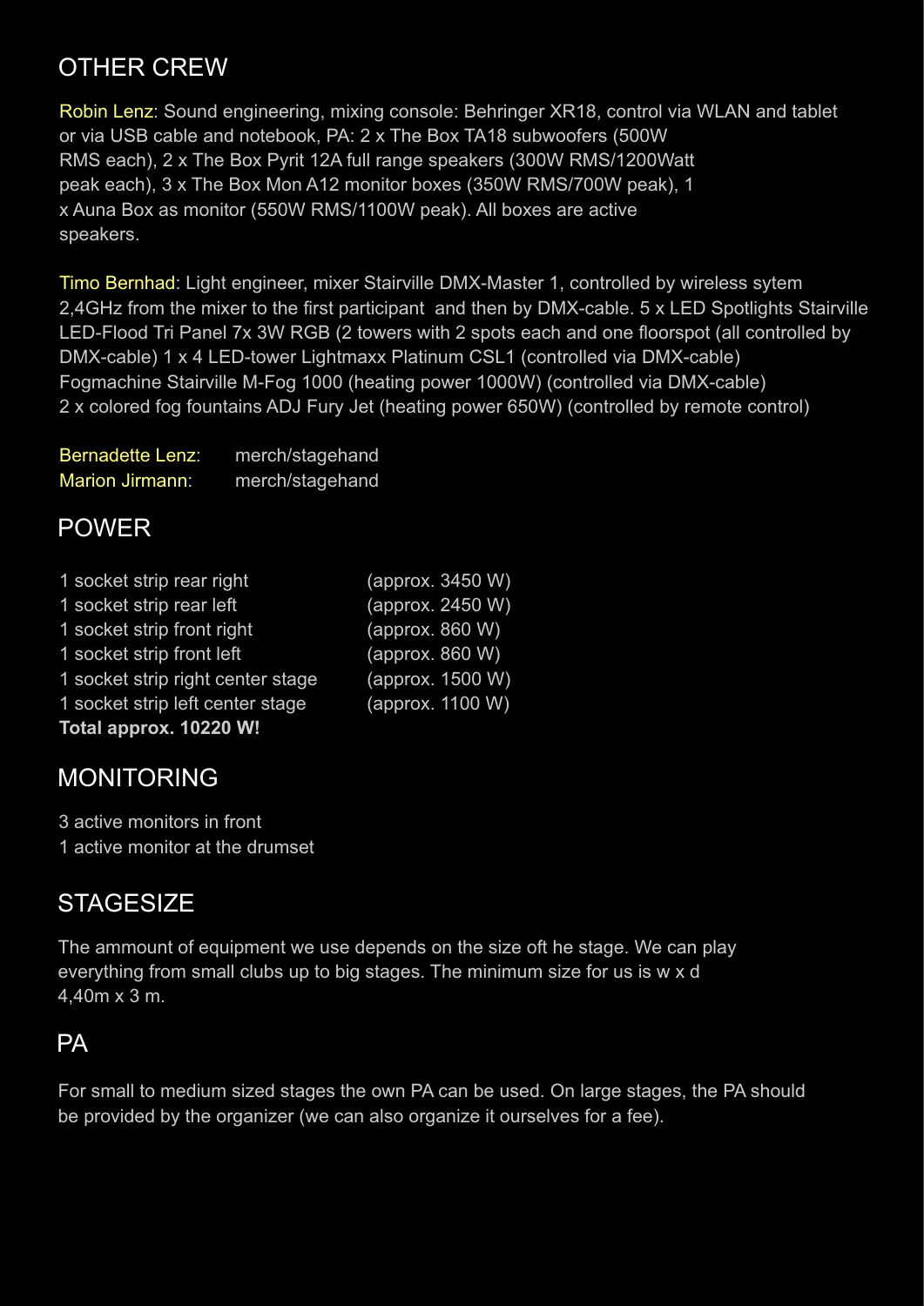## OTHER CREW

Robin Lenz: Sound engineering, mixing console: Behringer XR18, control via WLAN and tablet or via USB cable and notebook, PA: 2 x The Box TA18 subwoofers (500W RMS each), 2 x The Box Pyrit 12A full range speakers (300W RMS/1200Watt peak each), 3 x The Box Mon A12 monitor boxes (350W RMS/700W peak), 1 x Auna Box as monitor (550W RMS/1100W peak). All boxes are active speakers.

Timo Bernhad: Light engineer, mixer Stairville DMX-Master 1, controlled by wireless sytem 2,4GHz from the mixer to the first participant and then by DMX-cable. 5 x LED Spotlights Stairville LED-Flood Tri Panel 7x 3W RGB (2 towers with 2 spots each and one floorspot (all controlled by DMX-cable) 1 x 4 LED-tower Lightmaxx Platinum CSL1 (controlled via DMX-cable) Fogmachine Stairville M-Fog 1000 (heating power 1000W) (controlled via DMX-cable) 2 x colored fog fountains ADJ Fury Jet (heating power 650W) (controlled by remote control)

Bernadette Lenz: merch/stagehand
Marion Jirmann: merch/stagehand

## POWER

| | |
|---|---|
| 1 socket strip rear right | (approx. 3450 W) |
| 1 socket strip rear left | (approx. 2450 W) |
| 1 socket strip front right | (approx. 860 W) |
| 1 socket strip front left | (approx. 860 W) |
| 1 socket strip right center stage | (approx. 1500 W) |
| 1 socket strip left center stage | (approx. 1100 W) |
| **Total approx. 10220 W!** | |

## MONITORING

3 active monitors in front
1 active monitor at the drumset

## STAGESIZE

The ammount of equipment we use depends on the size oft he stage. We can play everything from small clubs up to big stages. The minimum size for us is w x d 4,40m x 3 m.

## PA

For small to medium sized stages the own PA can be used. On large stages, the PA should be provided by the organizer (we can also organize it ourselves for a fee).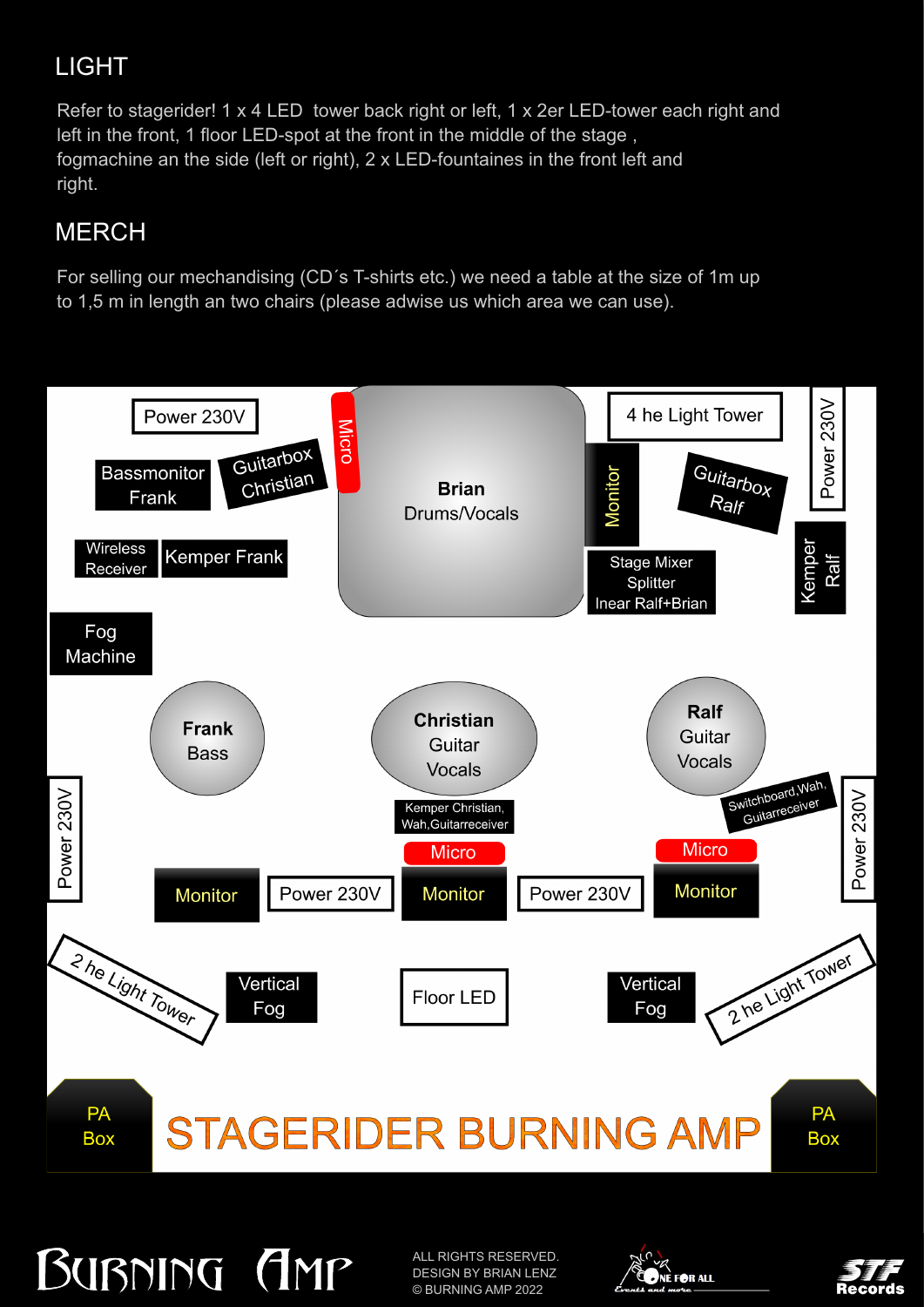## LIGHT

Refer to stagerider! 1 x 4 LED tower back right or left, 1 x 2er LED-tower each right and left in the front, 1 floor LED-spot at the front in the middle of the stage , fogmachine an the side (left or right), 2 x LED-fountaines in the front left and right.

## MERCH

For selling our mechandising (CD´s T-shirts etc.) we need a table at the size of 1m up to 1,5 m in length an two chairs (please adwise us which area we can use).

Power 230V

Bassmonitor Frank

Guitarbox Christian

Micro

Brian Drums/Vocals

4 he Light Tower

Power 230V

Monitor

Guitarbox Ralf

Wireless Receiver

Kemper Frank

Stage Mixer Splitter Inear Ralf+Brian

Kemper Ralf

Fog Machine

Frank Bass

Christian Guitar Vocals

Ralf Guitar Vocals

Kemper Christian, Wah,Guitarreceiver

Switchboard,Wah, Guitarreceiver

Power 230V

Power 230V

Micro

Micro

Monitor

Power 230V

Monitor

Power 230V

Monitor

2 he Light Tower

Vertical Fog

Floor LED

Vertical Fog

2 he Light Tower

PA Box

STAGERIDER BURNING AMP

PA Box

Burning Amp

ALL RIGHTS RESERVED.
DESIGN BY BRIAN LENZ
© BURNING AMP 2022

ONE FOR ALL Events and more

STF Records